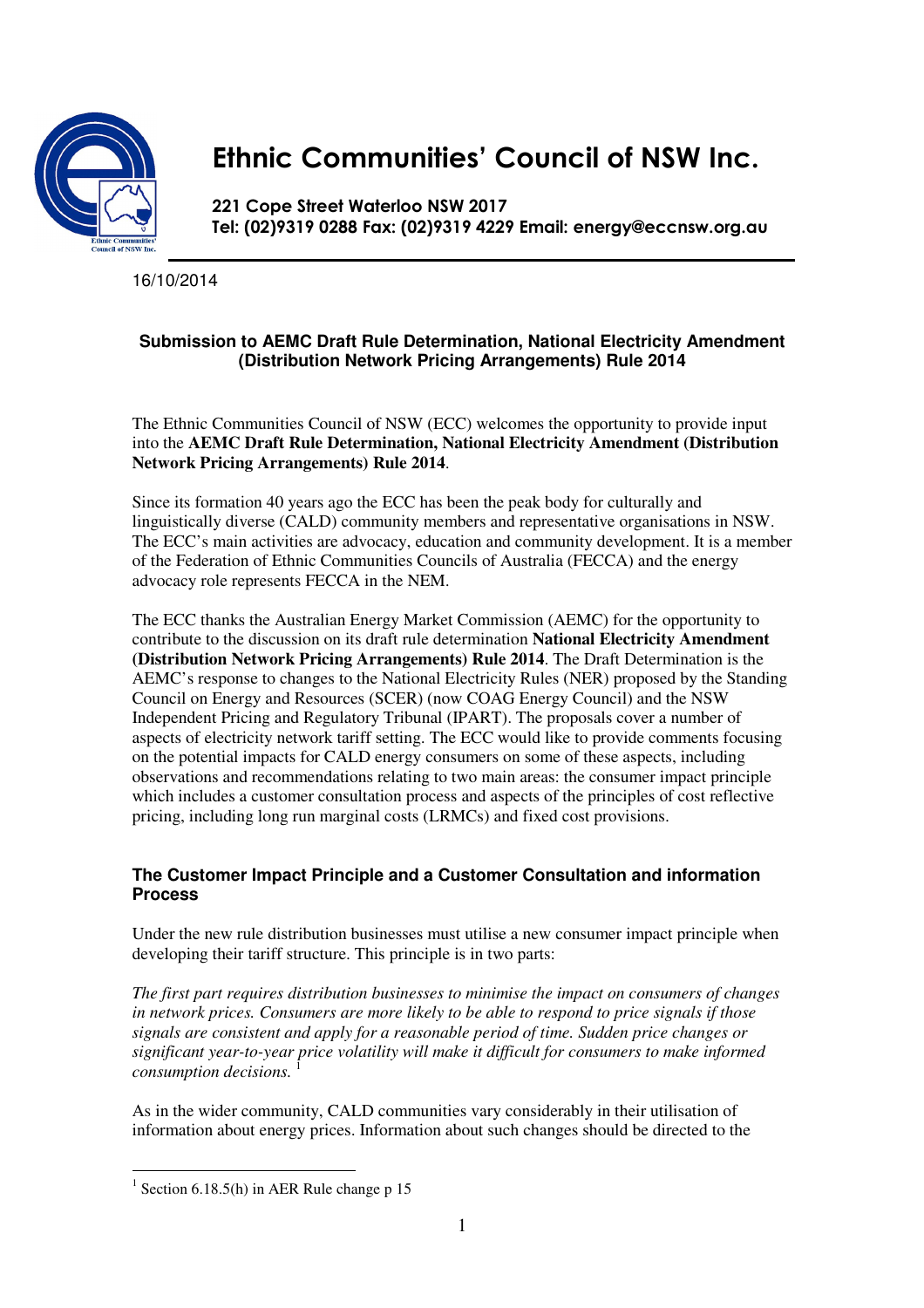# Ethnic Communities' Council of NSW Inc.

**221 Cope Street Waterloo NSW 2017**
**Tel: (02)9319 0288 Fax: (02)9319 4229 Email: energy@eccnsw.org.au**

16/10/2014

**Submission to AEMC Draft Rule Determination, National Electricity Amendment (Distribution Network Pricing Arrangements) Rule 2014**

The Ethnic Communities Council of NSW (ECC) welcomes the opportunity to provide input into the **AEMC Draft Rule Determination, National Electricity Amendment (Distribution Network Pricing Arrangements) Rule 2014**.

Since its formation 40 years ago the ECC has been the peak body for culturally and linguistically diverse (CALD) community members and representative organisations in NSW. The ECC's main activities are advocacy, education and community development. It is a member of the Federation of Ethnic Communities Councils of Australia (FECCA) and the energy advocacy role represents FECCA in the NEM.

The ECC thanks the Australian Energy Market Commission (AEMC) for the opportunity to contribute to the discussion on its draft rule determination **National Electricity Amendment (Distribution Network Pricing Arrangements) Rule 2014**. The Draft Determination is the AEMC's response to changes to the National Electricity Rules (NER) proposed by the Standing Council on Energy and Resources (SCER) (now COAG Energy Council) and the NSW Independent Pricing and Regulatory Tribunal (IPART). The proposals cover a number of aspects of electricity network tariff setting. The ECC would like to provide comments focusing on the potential impacts for CALD energy consumers on some of these aspects, including observations and recommendations relating to two main areas: the consumer impact principle which includes a customer consultation process and aspects of the principles of cost reflective pricing, including long run marginal costs (LRMCs) and fixed cost provisions.

### The Customer Impact Principle and a Customer Consultation and information Process

Under the new rule distribution businesses must utilise a new consumer impact principle when developing their tariff structure. This principle is in two parts:

*The first part requires distribution businesses to minimise the impact on consumers of changes in network prices. Consumers are more likely to be able to respond to price signals if those signals are consistent and apply for a reasonable period of time. Sudden price changes or significant year-to-year price volatility will make it difficult for consumers to make informed consumption decisions.* [1]

As in the wider community, CALD communities vary considerably in their utilisation of information about energy prices. Information about such changes should be directed to the

[1] Section 6.18.5(h) in AER Rule change p 15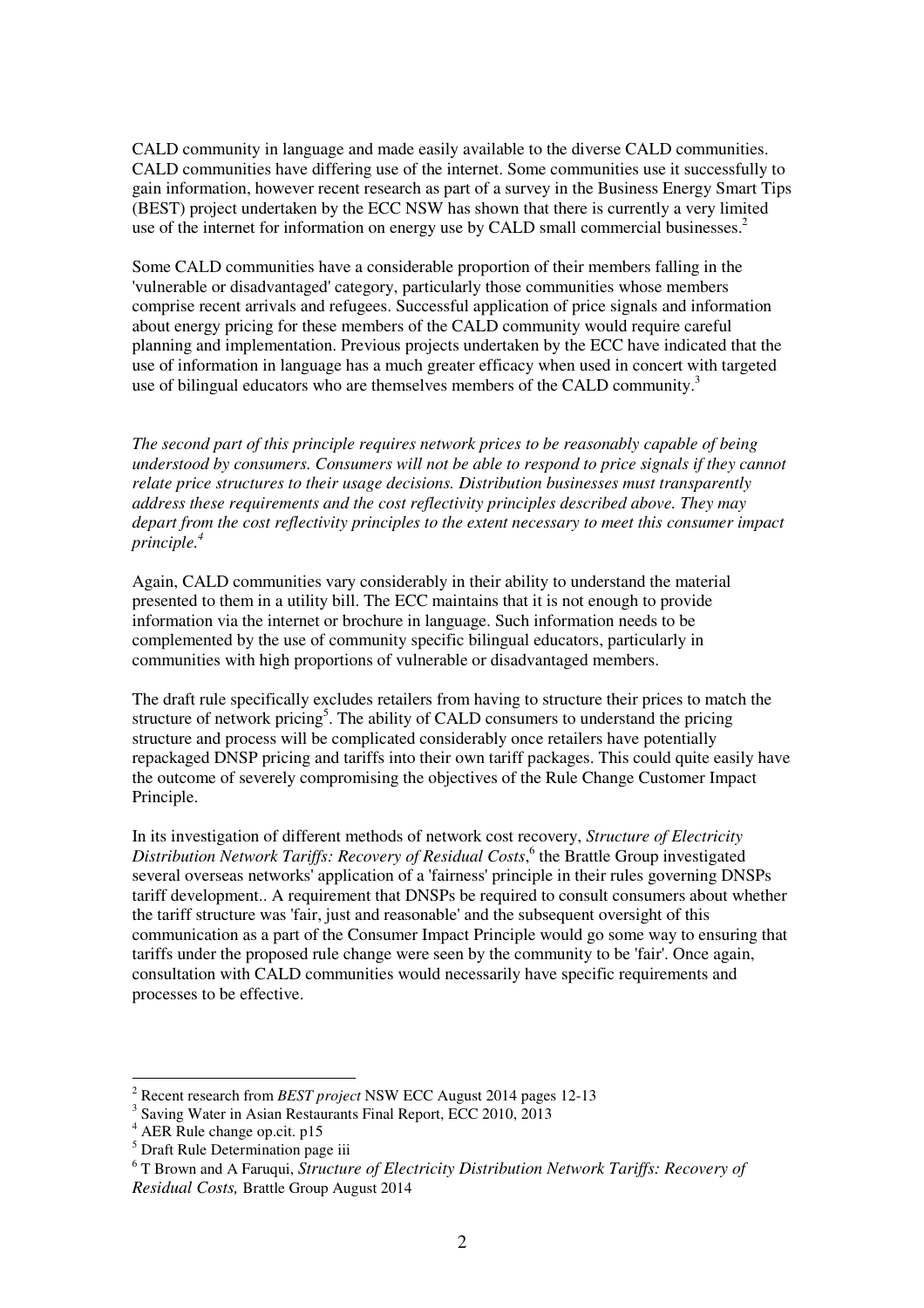CALD community in language and made easily available to the diverse CALD communities. CALD communities have differing use of the internet. Some communities use it successfully to gain information, however recent research as part of a survey in the Business Energy Smart Tips (BEST) project undertaken by the ECC NSW has shown that there is currently a very limited use of the internet for information on energy use by CALD small commercial businesses.[2]

Some CALD communities have a considerable proportion of their members falling in the 'vulnerable or disadvantaged' category, particularly those communities whose members comprise recent arrivals and refugees. Successful application of price signals and information about energy pricing for these members of the CALD community would require careful planning and implementation. Previous projects undertaken by the ECC have indicated that the use of information in language has a much greater efficacy when used in concert with targeted use of bilingual educators who are themselves members of the CALD community.[3]

*The second part of this principle requires network prices to be reasonably capable of being understood by consumers. Consumers will not be able to respond to price signals if they cannot relate price structures to their usage decisions. Distribution businesses must transparently address these requirements and the cost reflectivity principles described above. They may depart from the cost reflectivity principles to the extent necessary to meet this consumer impact principle.*[4]

Again, CALD communities vary considerably in their ability to understand the material presented to them in a utility bill. The ECC maintains that it is not enough to provide information via the internet or brochure in language. Such information needs to be complemented by the use of community specific bilingual educators, particularly in communities with high proportions of vulnerable or disadvantaged members.

The draft rule specifically excludes retailers from having to structure their prices to match the structure of network pricing[5]. The ability of CALD consumers to understand the pricing structure and process will be complicated considerably once retailers have potentially repackaged DNSP pricing and tariffs into their own tariff packages. This could quite easily have the outcome of severely compromising the objectives of the Rule Change Customer Impact Principle.

In its investigation of different methods of network cost recovery, *Structure of Electricity Distribution Network Tariffs: Recovery of Residual Costs*,[6] the Brattle Group investigated several overseas networks' application of a 'fairness' principle in their rules governing DNSPs tariff development.. A requirement that DNSPs be required to consult consumers about whether the tariff structure was 'fair, just and reasonable' and the subsequent oversight of this communication as a part of the Consumer Impact Principle would go some way to ensuring that tariffs under the proposed rule change were seen by the community to be 'fair'. Once again, consultation with CALD communities would necessarily have specific requirements and processes to be effective.

---

[2] Recent research from *BEST project* NSW ECC August 2014 pages 12-13

[3] Saving Water in Asian Restaurants Final Report, ECC 2010, 2013

[4] AER Rule change op.cit. p15

[5] Draft Rule Determination page iii

[6] T Brown and A Faruqui, *Structure of Electricity Distribution Network Tariffs: Recovery of Residual Costs,* Brattle Group August 2014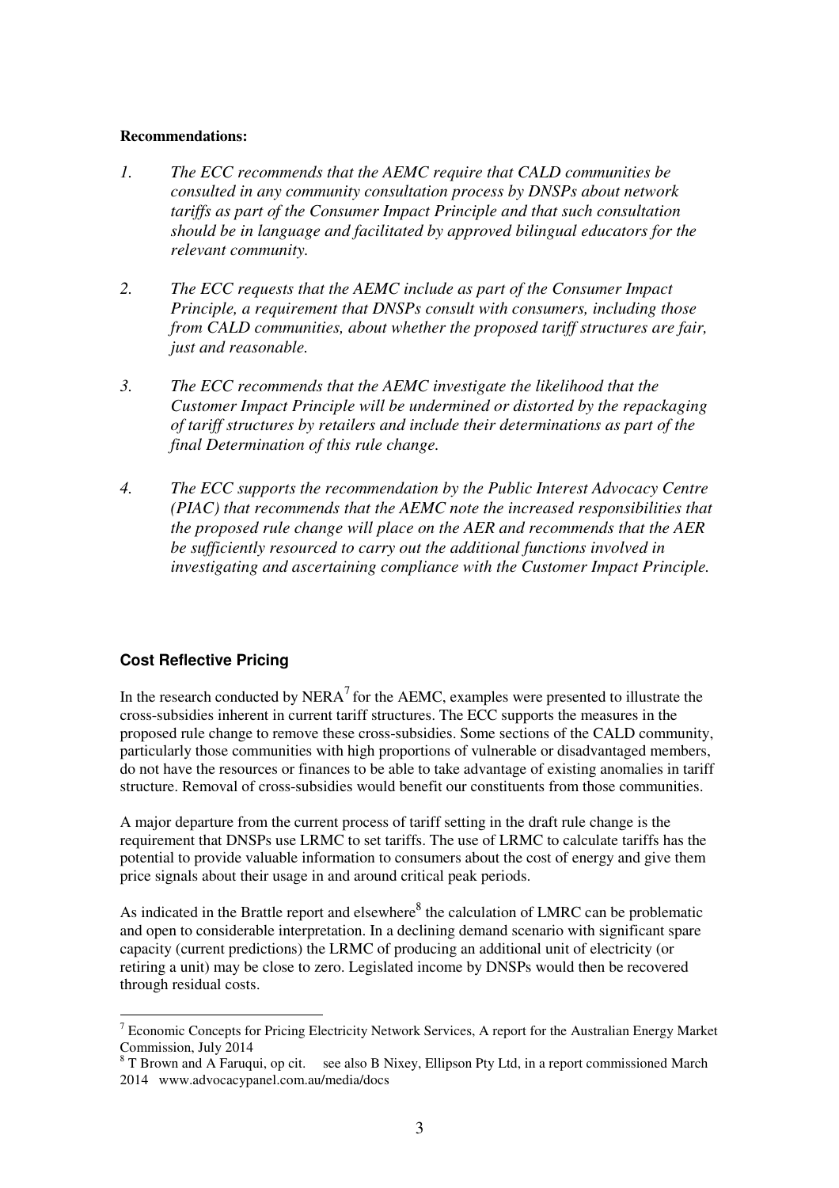**Recommendations:**

1. *The ECC recommends that the AEMC require that CALD communities be consulted in any community consultation process by DNSPs about network tariffs as part of the Consumer Impact Principle and that such consultation should be in language and facilitated by approved bilingual educators for the relevant community.*

2. *The ECC requests that the AEMC include as part of the Consumer Impact Principle, a requirement that DNSPs consult with consumers, including those from CALD communities, about whether the proposed tariff structures are fair, just and reasonable.*

3. *The ECC recommends that the AEMC investigate the likelihood that the Customer Impact Principle will be undermined or distorted by the repackaging of tariff structures by retailers and include their determinations as part of the final Determination of this rule change.*

4. *The ECC supports the recommendation by the Public Interest Advocacy Centre (PIAC) that recommends that the AEMC note the increased responsibilities that the proposed rule change will place on the AER and recommends that the AER be sufficiently resourced to carry out the additional functions involved in investigating and ascertaining compliance with the Customer Impact Principle.*

## Cost Reflective Pricing

In the research conducted by NERA[7] for the AEMC, examples were presented to illustrate the cross-subsidies inherent in current tariff structures. The ECC supports the measures in the proposed rule change to remove these cross-subsidies. Some sections of the CALD community, particularly those communities with high proportions of vulnerable or disadvantaged members, do not have the resources or finances to be able to take advantage of existing anomalies in tariff structure. Removal of cross-subsidies would benefit our constituents from those communities.

A major departure from the current process of tariff setting in the draft rule change is the requirement that DNSPs use LRMC to set tariffs. The use of LRMC to calculate tariffs has the potential to provide valuable information to consumers about the cost of energy and give them price signals about their usage in and around critical peak periods.

As indicated in the Brattle report and elsewhere[8] the calculation of LMRC can be problematic and open to considerable interpretation. In a declining demand scenario with significant spare capacity (current predictions) the LRMC of producing an additional unit of electricity (or retiring a unit) may be close to zero. Legislated income by DNSPs would then be recovered through residual costs.

---

[7] Economic Concepts for Pricing Electricity Network Services, A report for the Australian Energy Market Commission, July 2014

[8] T Brown and A Faruqui, op cit. see also B Nixey, Ellipson Pty Ltd, in a report commissioned March 2014 www.advocacypanel.com.au/media/docs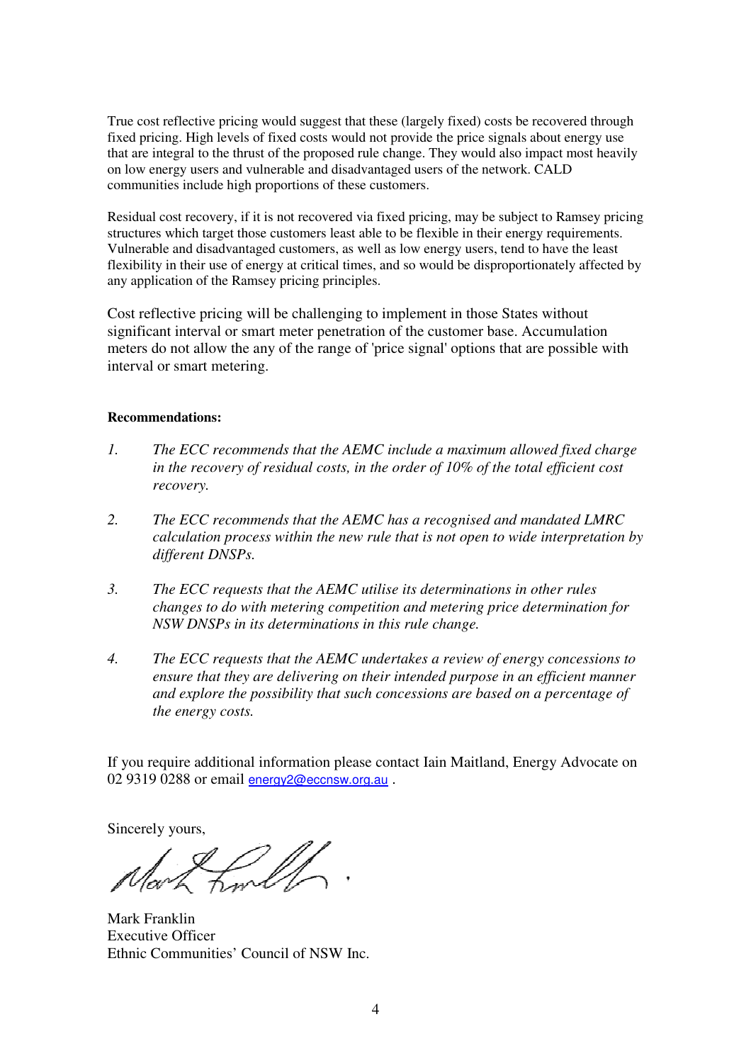True cost reflective pricing would suggest that these (largely fixed) costs be recovered through fixed pricing. High levels of fixed costs would not provide the price signals about energy use that are integral to the thrust of the proposed rule change. They would also impact most heavily on low energy users and vulnerable and disadvantaged users of the network. CALD communities include high proportions of these customers.

Residual cost recovery, if it is not recovered via fixed pricing, may be subject to Ramsey pricing structures which target those customers least able to be flexible in their energy requirements. Vulnerable and disadvantaged customers, as well as low energy users, tend to have the least flexibility in their use of energy at critical times, and so would be disproportionately affected by any application of the Ramsey pricing principles.

Cost reflective pricing will be challenging to implement in those States without significant interval or smart meter penetration of the customer base. Accumulation meters do not allow the any of the range of 'price signal' options that are possible with interval or smart metering.

**Recommendations:**

1. *The ECC recommends that the AEMC include a maximum allowed fixed charge in the recovery of residual costs, in the order of 10% of the total efficient cost recovery.*

2. *The ECC recommends that the AEMC has a recognised and mandated LMRC calculation process within the new rule that is not open to wide interpretation by different DNSPs.*

3. *The ECC requests that the AEMC utilise its determinations in other rules changes to do with metering competition and metering price determination for NSW DNSPs in its determinations in this rule change.*

4. *The ECC requests that the AEMC undertakes a review of energy concessions to ensure that they are delivering on their intended purpose in an efficient manner and explore the possibility that such concessions are based on a percentage of the energy costs.*

If you require additional information please contact Iain Maitland, Energy Advocate on 02 9319 0288 or email energy2@eccnsw.org.au .

Sincerely yours,

Mark Franklin
Executive Officer
Ethnic Communities' Council of NSW Inc.